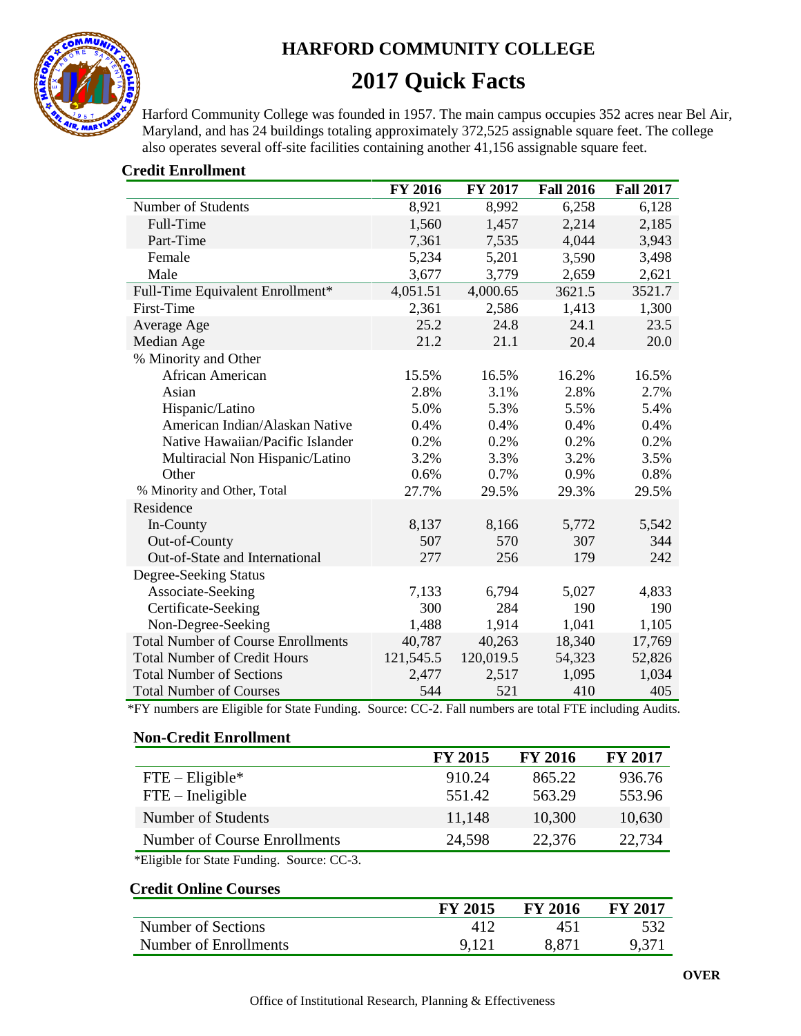## HARFORD COMMUNITY COLLEGE

# 2017 Quick Facts

Harford Community College was founded in 1957. The main campus occupies 352 acres near Bel Air, Maryland, and has 24 buildings totaling approximately 372,525 assignable square feet. The college also operates several off-site facilities containing another 41,156 assignable square feet.

### Credit Enrollment

| | FY 2016 | FY 2017 | Fall 2016 | Fall 2017 |
|---|---|---|---|---|
| Number of Students | 8,921 | 8,992 | 6,258 | 6,128 |
| Full-Time | 1,560 | 1,457 | 2,214 | 2,185 |
| Part-Time | 7,361 | 7,535 | 4,044 | 3,943 |
| Female | 5,234 | 5,201 | 3,590 | 3,498 |
| Male | 3,677 | 3,779 | 2,659 | 2,621 |
| Full-Time Equivalent Enrollment* | 4,051.51 | 4,000.65 | 3621.5 | 3521.7 |
| First-Time | 2,361 | 2,586 | 1,413 | 1,300 |
| Average Age | 25.2 | 24.8 | 24.1 | 23.5 |
| Median Age | 21.2 | 21.1 | 20.4 | 20.0 |
| % Minority and Other | | | | |
| African American | 15.5% | 16.5% | 16.2% | 16.5% |
| Asian | 2.8% | 3.1% | 2.8% | 2.7% |
| Hispanic/Latino | 5.0% | 5.3% | 5.5% | 5.4% |
| American Indian/Alaskan Native | 0.4% | 0.4% | 0.4% | 0.4% |
| Native Hawaiian/Pacific Islander | 0.2% | 0.2% | 0.2% | 0.2% |
| Multiracial Non Hispanic/Latino | 3.2% | 3.3% | 3.2% | 3.5% |
| Other | 0.6% | 0.7% | 0.9% | 0.8% |
| % Minority and Other, Total | 27.7% | 29.5% | 29.3% | 29.5% |
| Residence | | | | |
| In-County | 8,137 | 8,166 | 5,772 | 5,542 |
| Out-of-County | 507 | 570 | 307 | 344 |
| Out-of-State and International | 277 | 256 | 179 | 242 |
| Degree-Seeking Status | | | | |
| Associate-Seeking | 7,133 | 6,794 | 5,027 | 4,833 |
| Certificate-Seeking | 300 | 284 | 190 | 190 |
| Non-Degree-Seeking | 1,488 | 1,914 | 1,041 | 1,105 |
| Total Number of Course Enrollments | 40,787 | 40,263 | 18,340 | 17,769 |
| Total Number of Credit Hours | 121,545.5 | 120,019.5 | 54,323 | 52,826 |
| Total Number of Sections | 2,477 | 2,517 | 1,095 | 1,034 |
| Total Number of Courses | 544 | 521 | 410 | 405 |

*FY numbers are Eligible for State Funding. Source: CC-2. Fall numbers are total FTE including Audits.

### Non-Credit Enrollment

| | FY 2015 | FY 2016 | FY 2017 |
|---|---|---|---|
| FTE – Eligible* | 910.24 | 865.22 | 936.76 |
| FTE – Ineligible | 551.42 | 563.29 | 553.96 |
| Number of Students | 11,148 | 10,300 | 10,630 |
| Number of Course Enrollments | 24,598 | 22,376 | 22,734 |

*Eligible for State Funding. Source: CC-3.

### Credit Online Courses

| | FY 2015 | FY 2016 | FY 2017 |
|---|---|---|---|
| Number of Sections | 412 | 451 | 532 |
| Number of Enrollments | 9,121 | 8,871 | 9,371 |

**OVER**

Office of Institutional Research, Planning & Effectiveness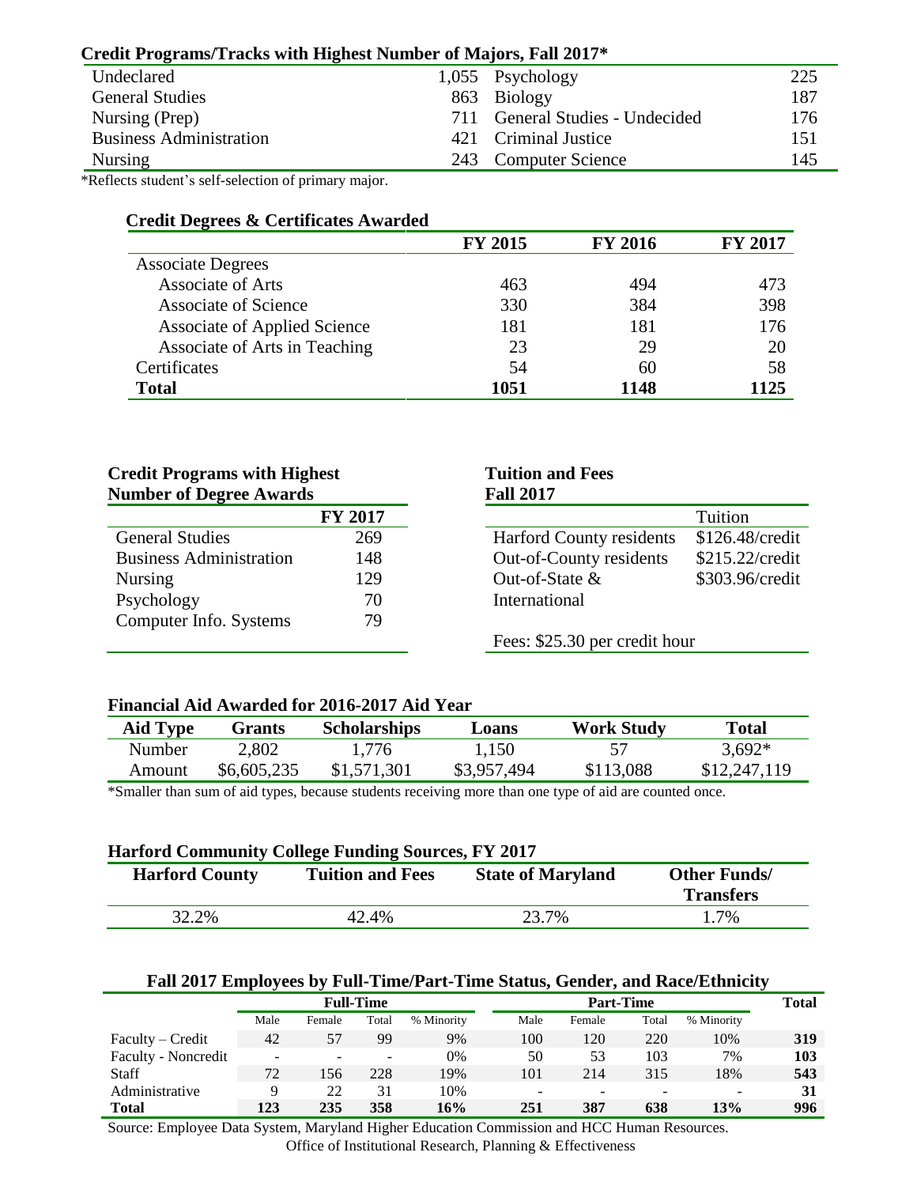**Credit Programs/Tracks with Highest Number of Majors, Fall 2017***

| | | | |
|---|---|---|---|
| Undeclared | 1,055 | Psychology | 225 |
| General Studies | 863 | Biology | 187 |
| Nursing (Prep) | 711 | General Studies - Undecided | 176 |
| Business Administration | 421 | Criminal Justice | 151 |
| Nursing | 243 | Computer Science | 145 |

*Reflects student's self-selection of primary major.

**Credit Degrees & Certificates Awarded**

| | FY 2015 | FY 2016 | FY 2017 |
|---|---|---|---|
| Associate Degrees | | | |
| Associate of Arts | 463 | 494 | 473 |
| Associate of Science | 330 | 384 | 398 |
| Associate of Applied Science | 181 | 181 | 176 |
| Associate of Arts in Teaching | 23 | 29 | 20 |
| Certificates | 54 | 60 | 58 |
| **Total** | **1051** | **1148** | **1125** |

**Credit Programs with Highest Number of Degree Awards**

| | FY 2017 |
|---|---|
| General Studies | 269 |
| Business Administration | 148 |
| Nursing | 129 |
| Psychology | 70 |
| Computer Info. Systems | 79 |

**Tuition and Fees Fall 2017**

| | Tuition |
|---|---|
| Harford County residents | $126.48/credit |
| Out-of-County residents | $215.22/credit |
| Out-of-State & International | $303.96/credit |

Fees: $25.30 per credit hour

**Financial Aid Awarded for 2016-2017 Aid Year**

| Aid Type | Grants | Scholarships | Loans | Work Study | Total |
|---|---|---|---|---|---|
| Number | 2,802 | 1,776 | 1,150 | 57 | 3,692* |
| Amount | $6,605,235 | $1,571,301 | $3,957,494 | $113,088 | $12,247,119 |

*Smaller than sum of aid types, because students receiving more than one type of aid are counted once.

**Harford Community College Funding Sources, FY 2017**

| Harford County | Tuition and Fees | State of Maryland | Other Funds/ Transfers |
|---|---|---|---|
| 32.2% | 42.4% | 23.7% | 1.7% |

**Fall 2017 Employees by Full-Time/Part-Time Status, Gender, and Race/Ethnicity**

| | Full-Time | | | | Part-Time | | | | Total |
|---|---|---|---|---|---|---|---|---|---|
| | Male | Female | Total | % Minority | Male | Female | Total | % Minority | |
| Faculty – Credit | 42 | 57 | 99 | 9% | 100 | 120 | 220 | 10% | **319** |
| Faculty - Noncredit | - | - | - | 0% | 50 | 53 | 103 | 7% | **103** |
| Staff | 72 | 156 | 228 | 19% | 101 | 214 | 315 | 18% | **543** |
| Administrative | 9 | 22 | 31 | 10% | - | - | - | - | **31** |
| **Total** | **123** | **235** | **358** | **16%** | **251** | **387** | **638** | **13%** | **996** |

Source: Employee Data System, Maryland Higher Education Commission and HCC Human Resources.

Office of Institutional Research, Planning & Effectiveness